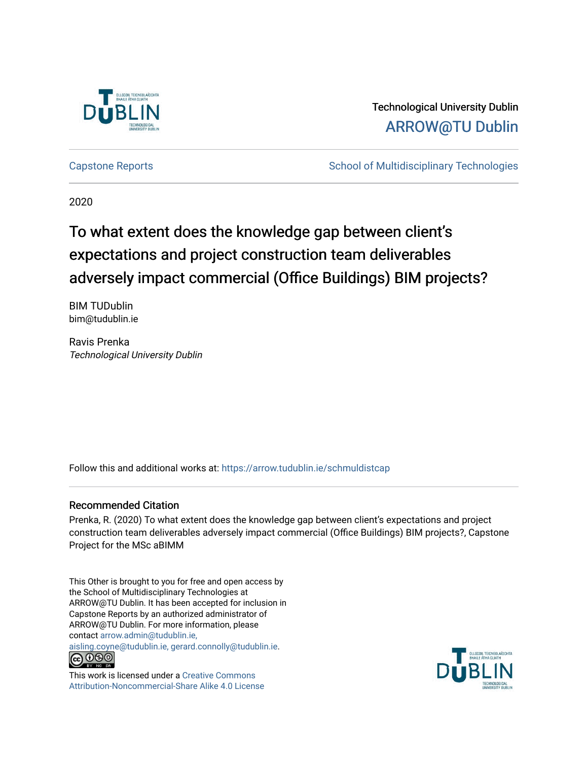Technological University Dublin

ARROW@TU Dublin

Capstone Reports

School of Multidisciplinary Technologies

2020

# To what extent does the knowledge gap between client's expectations and project construction team deliverables adversely impact commercial (Office Buildings) BIM projects?

BIM TUDublin
bim@tudublin.ie

Ravis Prenka
*Technological University Dublin*

Follow this and additional works at: https://arrow.tudublin.ie/schmuldistcap

## Recommended Citation

Prenka, R. (2020) To what extent does the knowledge gap between client's expectations and project construction team deliverables adversely impact commercial (Office Buildings) BIM projects?, Capstone Project for the MSc aBIMM

This Other is brought to you for free and open access by the School of Multidisciplinary Technologies at ARROW@TU Dublin. It has been accepted for inclusion in Capstone Reports by an authorized administrator of ARROW@TU Dublin. For more information, please contact arrow.admin@tudublin.ie, aisling.coyne@tudublin.ie, gerard.connolly@tudublin.ie.

This work is licensed under a Creative Commons Attribution-Noncommercial-Share Alike 4.0 License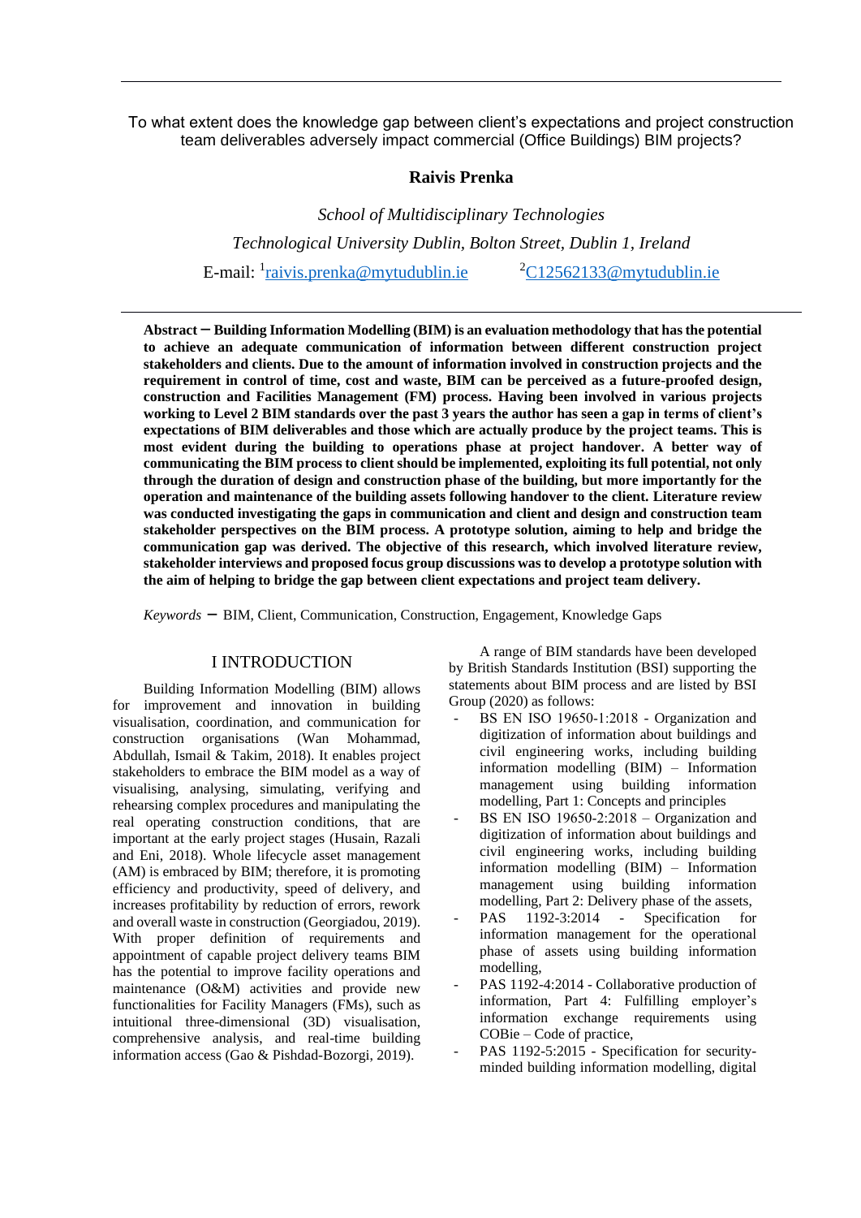To what extent does the knowledge gap between client's expectations and project construction team deliverables adversely impact commercial (Office Buildings) BIM projects?

**Raivis Prenka**

*School of Multidisciplinary Technologies*

*Technological University Dublin, Bolton Street, Dublin 1, Ireland*

E-mail: [1]raivis.prenka@mytudublin.ie [2]C12562133@mytudublin.ie

**Abstract – Building Information Modelling (BIM) is an evaluation methodology that has the potential to achieve an adequate communication of information between different construction project stakeholders and clients. Due to the amount of information involved in construction projects and the requirement in control of time, cost and waste, BIM can be perceived as a future-proofed design, construction and Facilities Management (FM) process. Having been involved in various projects working to Level 2 BIM standards over the past 3 years the author has seen a gap in terms of client's expectations of BIM deliverables and those which are actually produce by the project teams. This is most evident during the building to operations phase at project handover. A better way of communicating the BIM process to client should be implemented, exploiting its full potential, not only through the duration of design and construction phase of the building, but more importantly for the operation and maintenance of the building assets following handover to the client. Literature review was conducted investigating the gaps in communication and client and design and construction team stakeholder perspectives on the BIM process. A prototype solution, aiming to help and bridge the communication gap was derived. The objective of this research, which involved literature review, stakeholder interviews and proposed focus group discussions was to develop a prototype solution with the aim of helping to bridge the gap between client expectations and project team delivery.**

*Keywords* – BIM, Client, Communication, Construction, Engagement, Knowledge Gaps

## I INTRODUCTION

Building Information Modelling (BIM) allows for improvement and innovation in building visualisation, coordination, and communication for construction organisations (Wan Mohammad, Abdullah, Ismail & Takim, 2018). It enables project stakeholders to embrace the BIM model as a way of visualising, analysing, simulating, verifying and rehearsing complex procedures and manipulating the real operating construction conditions, that are important at the early project stages (Husain, Razali and Eni, 2018). Whole lifecycle asset management (AM) is embraced by BIM; therefore, it is promoting efficiency and productivity, speed of delivery, and increases profitability by reduction of errors, rework and overall waste in construction (Georgiadou, 2019). With proper definition of requirements and appointment of capable project delivery teams BIM has the potential to improve facility operations and maintenance (O&M) activities and provide new functionalities for Facility Managers (FMs), such as intuitional three-dimensional (3D) visualisation, comprehensive analysis, and real-time building information access (Gao & Pishdad-Bozorgi, 2019).

A range of BIM standards have been developed by British Standards Institution (BSI) supporting the statements about BIM process and are listed by BSI Group (2020) as follows:

- BS EN ISO 19650-1:2018 - Organization and digitization of information about buildings and civil engineering works, including building information modelling (BIM) – Information management using building information modelling, Part 1: Concepts and principles
- BS EN ISO 19650-2:2018 – Organization and digitization of information about buildings and civil engineering works, including building information modelling (BIM) – Information management using building information modelling, Part 2: Delivery phase of the assets,
- PAS 1192-3:2014 - Specification for information management for the operational phase of assets using building information modelling,
- PAS 1192-4:2014 - Collaborative production of information, Part 4: Fulfilling employer's information exchange requirements using COBie – Code of practice,
- PAS 1192-5:2015 - Specification for security-minded building information modelling, digital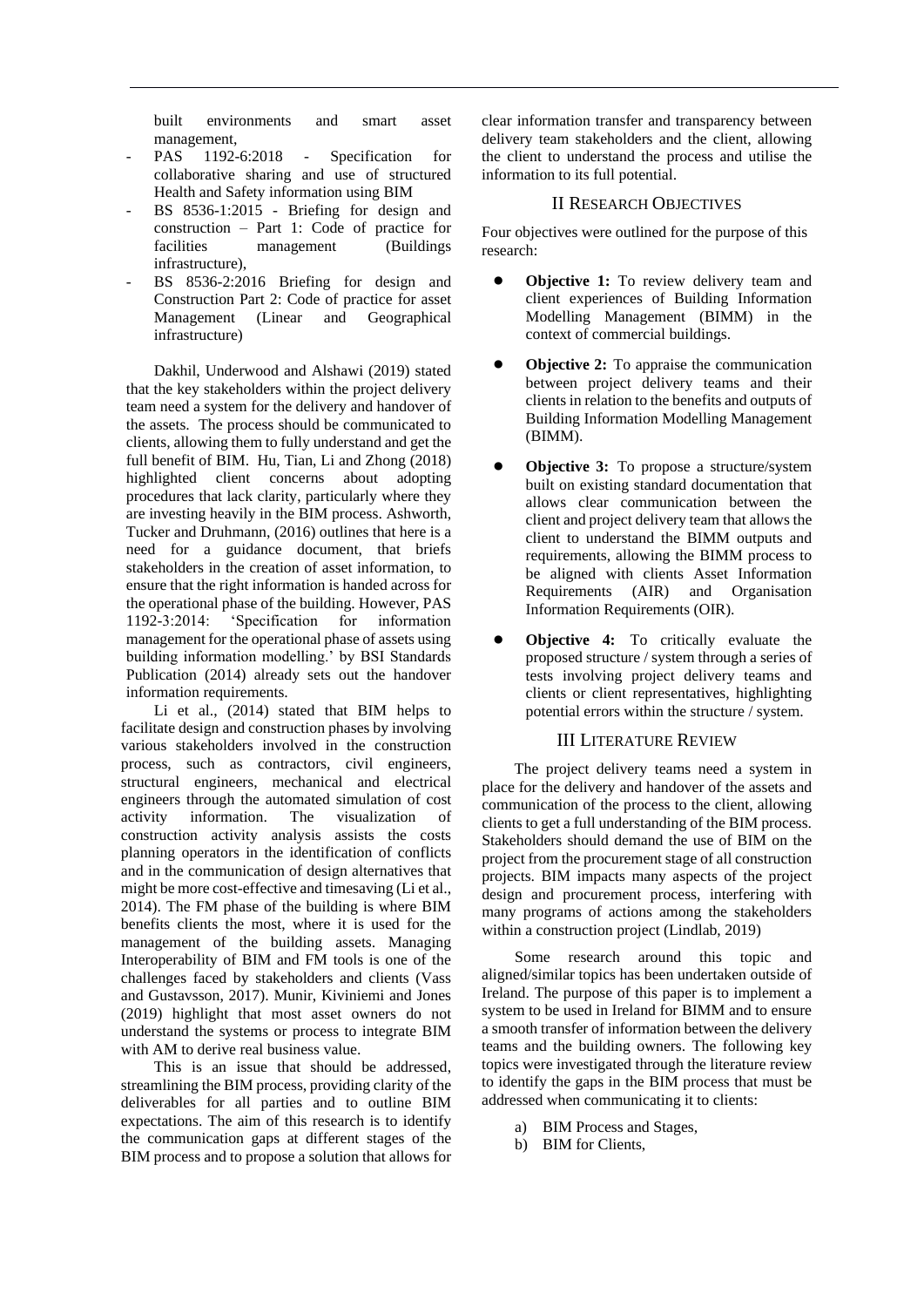built environments and smart asset management,

- PAS 1192-6:2018 - Specification for collaborative sharing and use of structured Health and Safety information using BIM
- BS 8536-1:2015 - Briefing for design and construction – Part 1: Code of practice for facilities management (Buildings infrastructure),
- BS 8536-2:2016 Briefing for design and Construction Part 2: Code of practice for asset Management (Linear and Geographical infrastructure)

Dakhil, Underwood and Alshawi (2019) stated that the key stakeholders within the project delivery team need a system for the delivery and handover of the assets. The process should be communicated to clients, allowing them to fully understand and get the full benefit of BIM. Hu, Tian, Li and Zhong (2018) highlighted client concerns about adopting procedures that lack clarity, particularly where they are investing heavily in the BIM process. Ashworth, Tucker and Druhmann, (2016) outlines that here is a need for a guidance document, that briefs stakeholders in the creation of asset information, to ensure that the right information is handed across for the operational phase of the building. However, PAS 1192-3:2014: 'Specification for information management for the operational phase of assets using building information modelling.' by BSI Standards Publication (2014) already sets out the handover information requirements.

Li et al., (2014) stated that BIM helps to facilitate design and construction phases by involving various stakeholders involved in the construction process, such as contractors, civil engineers, structural engineers, mechanical and electrical engineers through the automated simulation of cost activity information. The visualization of construction activity analysis assists the costs planning operators in the identification of conflicts and in the communication of design alternatives that might be more cost-effective and timesaving (Li et al., 2014). The FM phase of the building is where BIM benefits clients the most, where it is used for the management of the building assets. Managing Interoperability of BIM and FM tools is one of the challenges faced by stakeholders and clients (Vass and Gustavsson, 2017). Munir, Kiviniemi and Jones (2019) highlight that most asset owners do not understand the systems or process to integrate BIM with AM to derive real business value.

This is an issue that should be addressed, streamlining the BIM process, providing clarity of the deliverables for all parties and to outline BIM expectations. The aim of this research is to identify the communication gaps at different stages of the BIM process and to propose a solution that allows for clear information transfer and transparency between delivery team stakeholders and the client, allowing the client to understand the process and utilise the information to its full potential.

## II Research Objectives

Four objectives were outlined for the purpose of this research:

- **Objective 1:** To review delivery team and client experiences of Building Information Modelling Management (BIMM) in the context of commercial buildings.
- **Objective 2:** To appraise the communication between project delivery teams and their clients in relation to the benefits and outputs of Building Information Modelling Management (BIMM).
- **Objective 3:** To propose a structure/system built on existing standard documentation that allows clear communication between the client and project delivery team that allows the client to understand the BIMM outputs and requirements, allowing the BIMM process to be aligned with clients Asset Information Requirements (AIR) and Organisation Information Requirements (OIR).
- **Objective 4:** To critically evaluate the proposed structure / system through a series of tests involving project delivery teams and clients or client representatives, highlighting potential errors within the structure / system.

## III Literature Review

The project delivery teams need a system in place for the delivery and handover of the assets and communication of the process to the client, allowing clients to get a full understanding of the BIM process. Stakeholders should demand the use of BIM on the project from the procurement stage of all construction projects. BIM impacts many aspects of the project design and procurement process, interfering with many programs of actions among the stakeholders within a construction project (Lindlab, 2019)

Some research around this topic and aligned/similar topics has been undertaken outside of Ireland. The purpose of this paper is to implement a system to be used in Ireland for BIMM and to ensure a smooth transfer of information between the delivery teams and the building owners. The following key topics were investigated through the literature review to identify the gaps in the BIM process that must be addressed when communicating it to clients:

a) BIM Process and Stages,
b) BIM for Clients,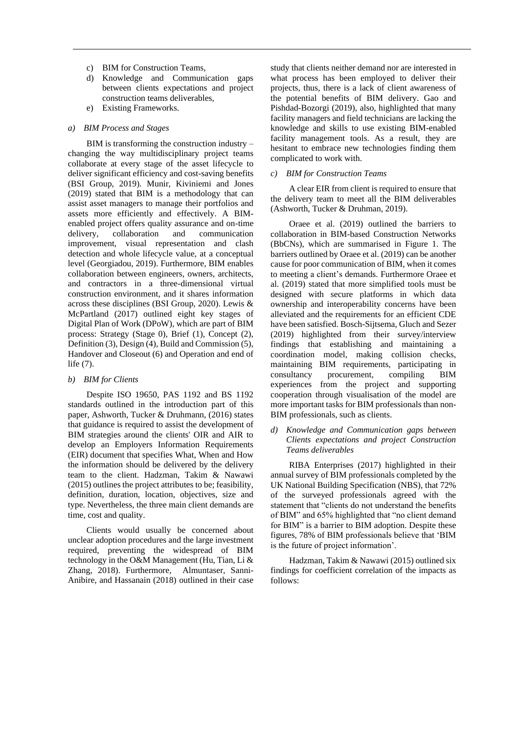c) BIM for Construction Teams,
d) Knowledge and Communication gaps between clients expectations and project construction teams deliverables,
e) Existing Frameworks.

### *a) BIM Process and Stages*

BIM is transforming the construction industry – changing the way multidisciplinary project teams collaborate at every stage of the asset lifecycle to deliver significant efficiency and cost-saving benefits (BSI Group, 2019). Munir, Kiviniemi and Jones (2019) stated that BIM is a methodology that can assist asset managers to manage their portfolios and assets more efficiently and effectively. A BIM-enabled project offers quality assurance and on-time delivery, collaboration and communication improvement, visual representation and clash detection and whole lifecycle value, at a conceptual level (Georgiadou, 2019). Furthermore, BIM enables collaboration between engineers, owners, architects, and contractors in a three-dimensional virtual construction environment, and it shares information across these disciplines (BSI Group, 2020). Lewis & McPartland (2017) outlined eight key stages of Digital Plan of Work (DPoW), which are part of BIM process: Strategy (Stage 0), Brief (1), Concept (2), Definition (3), Design (4), Build and Commission (5), Handover and Closeout (6) and Operation and end of life (7).

### *b) BIM for Clients*

Despite ISO 19650, PAS 1192 and BS 1192 standards outlined in the introduction part of this paper, Ashworth, Tucker & Druhmann, (2016) states that guidance is required to assist the development of BIM strategies around the clients' OIR and AIR to develop an Employers Information Requirements (EIR) document that specifies What, When and How the information should be delivered by the delivery team to the client. Hadzman, Takim & Nawawi (2015) outlines the project attributes to be; feasibility, definition, duration, location, objectives, size and type. Nevertheless, the three main client demands are time, cost and quality.

Clients would usually be concerned about unclear adoption procedures and the large investment required, preventing the widespread of BIM technology in the O&M Management (Hu, Tian, Li & Zhang, 2018). Furthermore, Almuntaser, Sanni-Anibire, and Hassanain (2018) outlined in their case study that clients neither demand nor are interested in what process has been employed to deliver their projects, thus, there is a lack of client awareness of the potential benefits of BIM delivery. Gao and Pishdad-Bozorgi (2019), also, highlighted that many facility managers and field technicians are lacking the knowledge and skills to use existing BIM-enabled facility management tools. As a result, they are hesitant to embrace new technologies finding them complicated to work with.

### *c) BIM for Construction Teams*

A clear EIR from client is required to ensure that the delivery team to meet all the BIM deliverables (Ashworth, Tucker & Druhman, 2019).

Oraee et al. (2019) outlined the barriers to collaboration in BIM-based Construction Networks (BbCNs), which are summarised in Figure 1. The barriers outlined by Oraee et al. (2019) can be another cause for poor communication of BIM, when it comes to meeting a client's demands. Furthermore Oraee et al. (2019) stated that more simplified tools must be designed with secure platforms in which data ownership and interoperability concerns have been alleviated and the requirements for an efficient CDE have been satisfied. Bosch-Sijtsema, Gluch and Sezer (2019) highlighted from their survey/interview findings that establishing and maintaining a coordination model, making collision checks, maintaining BIM requirements, participating in consultancy procurement, compiling BIM experiences from the project and supporting cooperation through visualisation of the model are more important tasks for BIM professionals than non-BIM professionals, such as clients.

### *d) Knowledge and Communication gaps between Clients expectations and project Construction Teams deliverables*

RIBA Enterprises (2017) highlighted in their annual survey of BIM professionals completed by the UK National Building Specification (NBS), that 72% of the surveyed professionals agreed with the statement that "clients do not understand the benefits of BIM" and 65% highlighted that "no client demand for BIM" is a barrier to BIM adoption. Despite these figures, 78% of BIM professionals believe that 'BIM is the future of project information'.

Hadzman, Takim & Nawawi (2015) outlined six findings for coefficient correlation of the impacts as follows: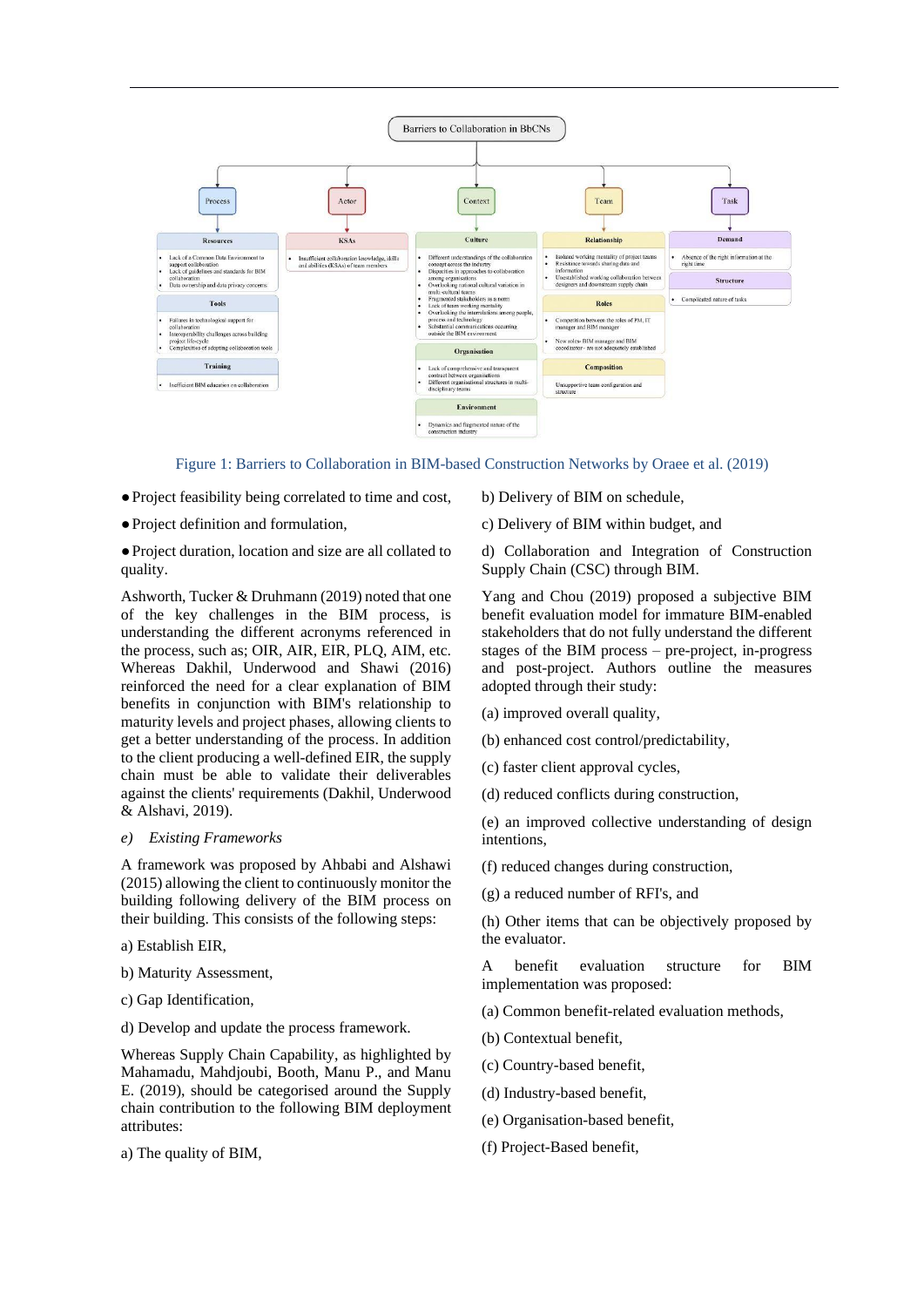Barriers to Collaboration in BbCNs

Process

Resources
- Lack of a Common Data Environment to support collaboration
- Lack of guidelines and standards for BIM collaboration
- Data ownership and data privacy concerns

Tools
- Failures in technological support for collaboration
- Interoperability challenges across building project life-cycle
- Complexities of adopting collaboration tools

Training
- Insufficient BIM education on collaboration

Actor

KSAs
- Insufficient collaboration knowledge, skills and abilities (KSAs) of team members

Context

Culture
- Different understandings of the collaboration concept across the industry
- Disparities in approaches to collaboration among organisations
- Overlooking national cultural variation in multi-cultural teams
- Fragmented stakeholders as a norm
- Lack of team working mentality
- Overlooking the interrelations among people, process and technology
- Substantial communications occurring outside the BIM environment

Organisation
- Lack of comprehensive and transparent contract between organisations
- Different organisational structures in multi-disciplinary teams

Environment
- Dynamics and fragmented nature of the construction industry

Team

Relationship
- Isolated working mentality of project teams
- Resistance towards sharing data and information
- Unestablished working collaboration between designers and downstream supply chain

Roles
- Competition between the roles of PM, IT manager and BIM manager
- New roles- BIM manager and BIM coordinator - are not adequately established

Composition

Unsupportive team configuration and structure

Task

Demand
- Absence of the right information at the right time

Structure
- Complicated nature of tasks

Figure 1: Barriers to Collaboration in BIM-based Construction Networks by Oraee et al. (2019)

- Project feasibility being correlated to time and cost,
- Project definition and formulation,
- Project duration, location and size are all collated to quality.

Ashworth, Tucker & Druhmann (2019) noted that one of the key challenges in the BIM process, is understanding the different acronyms referenced in the process, such as; OIR, AIR, EIR, PLQ, AIM, etc. Whereas Dakhil, Underwood and Shawi (2016) reinforced the need for a clear explanation of BIM benefits in conjunction with BIM's relationship to maturity levels and project phases, allowing clients to get a better understanding of the process. In addition to the client producing a well-defined EIR, the supply chain must be able to validate their deliverables against the clients' requirements (Dakhil, Underwood & Alshavi, 2019).

### *e) Existing Frameworks*

A framework was proposed by Ahbabi and Alshawi (2015) allowing the client to continuously monitor the building following delivery of the BIM process on their building. This consists of the following steps:

a) Establish EIR,

b) Maturity Assessment,

c) Gap Identification,

d) Develop and update the process framework.

Whereas Supply Chain Capability, as highlighted by Mahamadu, Mahdjoubi, Booth, Manu P., and Manu E. (2019), should be categorised around the Supply chain contribution to the following BIM deployment attributes:

a) The quality of BIM,

b) Delivery of BIM on schedule,

c) Delivery of BIM within budget, and

d) Collaboration and Integration of Construction Supply Chain (CSC) through BIM.

Yang and Chou (2019) proposed a subjective BIM benefit evaluation model for immature BIM-enabled stakeholders that do not fully understand the different stages of the BIM process – pre-project, in-progress and post-project. Authors outline the measures adopted through their study:

(a) improved overall quality,

(b) enhanced cost control/predictability,

(c) faster client approval cycles,

(d) reduced conflicts during construction,

(e) an improved collective understanding of design intentions,

(f) reduced changes during construction,

(g) a reduced number of RFI's, and

(h) Other items that can be objectively proposed by the evaluator.

A benefit evaluation structure for BIM implementation was proposed:

(a) Common benefit-related evaluation methods,

(b) Contextual benefit,

(c) Country-based benefit,

(d) Industry-based benefit,

(e) Organisation-based benefit,

(f) Project-Based benefit,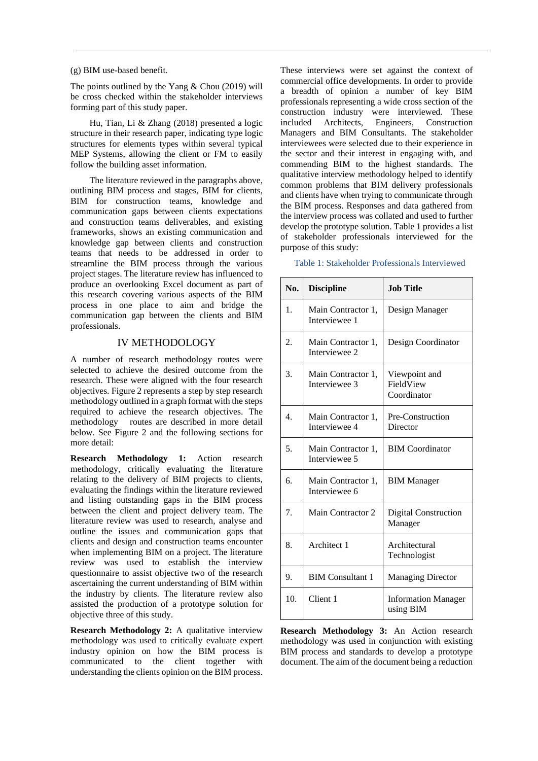(g) BIM use-based benefit.

The points outlined by the Yang & Chou (2019) will be cross checked within the stakeholder interviews forming part of this study paper.

Hu, Tian, Li & Zhang (2018) presented a logic structure in their research paper, indicating type logic structures for elements types within several typical MEP Systems, allowing the client or FM to easily follow the building asset information.

The literature reviewed in the paragraphs above, outlining BIM process and stages, BIM for clients, BIM for construction teams, knowledge and communication gaps between clients expectations and construction teams deliverables, and existing frameworks, shows an existing communication and knowledge gap between clients and construction teams that needs to be addressed in order to streamline the BIM process through the various project stages. The literature review has influenced to produce an overlooking Excel document as part of this research covering various aspects of the BIM process in one place to aim and bridge the communication gap between the clients and BIM professionals.

## IV METHODOLOGY

A number of research methodology routes were selected to achieve the desired outcome from the research. These were aligned with the four research objectives. Figure 2 represents a step by step research methodology outlined in a graph format with the steps required to achieve the research objectives. The methodology routes are described in more detail below. See Figure 2 and the following sections for more detail:

**Research Methodology 1:** Action research methodology, critically evaluating the literature relating to the delivery of BIM projects to clients, evaluating the findings within the literature reviewed and listing outstanding gaps in the BIM process between the client and project delivery team. The literature review was used to research, analyse and outline the issues and communication gaps that clients and design and construction teams encounter when implementing BIM on a project. The literature review was used to establish the interview questionnaire to assist objective two of the research ascertaining the current understanding of BIM within the industry by clients. The literature review also assisted the production of a prototype solution for objective three of this study.

**Research Methodology 2:** A qualitative interview methodology was used to critically evaluate expert industry opinion on how the BIM process is communicated to the client together with understanding the clients opinion on the BIM process. These interviews were set against the context of commercial office developments. In order to provide a breadth of opinion a number of key BIM professionals representing a wide cross section of the construction industry were interviewed. These included Architects, Engineers, Construction Managers and BIM Consultants. The stakeholder interviewees were selected due to their experience in the sector and their interest in engaging with, and commending BIM to the highest standards. The qualitative interview methodology helped to identify common problems that BIM delivery professionals and clients have when trying to communicate through the BIM process. Responses and data gathered from the interview process was collated and used to further develop the prototype solution. Table 1 provides a list of stakeholder professionals interviewed for the purpose of this study:

Table 1: Stakeholder Professionals Interviewed

| No. | Discipline | Job Title |
|---|---|---|
| 1. | Main Contractor 1, Interviewee 1 | Design Manager |
| 2. | Main Contractor 1, Interviewee 2 | Design Coordinator |
| 3. | Main Contractor 1, Interviewee 3 | Viewpoint and FieldView Coordinator |
| 4. | Main Contractor 1, Interviewee 4 | Pre-Construction Director |
| 5. | Main Contractor 1, Interviewee 5 | BIM Coordinator |
| 6. | Main Contractor 1, Interviewee 6 | BIM Manager |
| 7. | Main Contractor 2 | Digital Construction Manager |
| 8. | Architect 1 | Architectural Technologist |
| 9. | BIM Consultant 1 | Managing Director |
| 10. | Client 1 | Information Manager using BIM |

**Research Methodology 3:** An Action research methodology was used in conjunction with existing BIM process and standards to develop a prototype document. The aim of the document being a reduction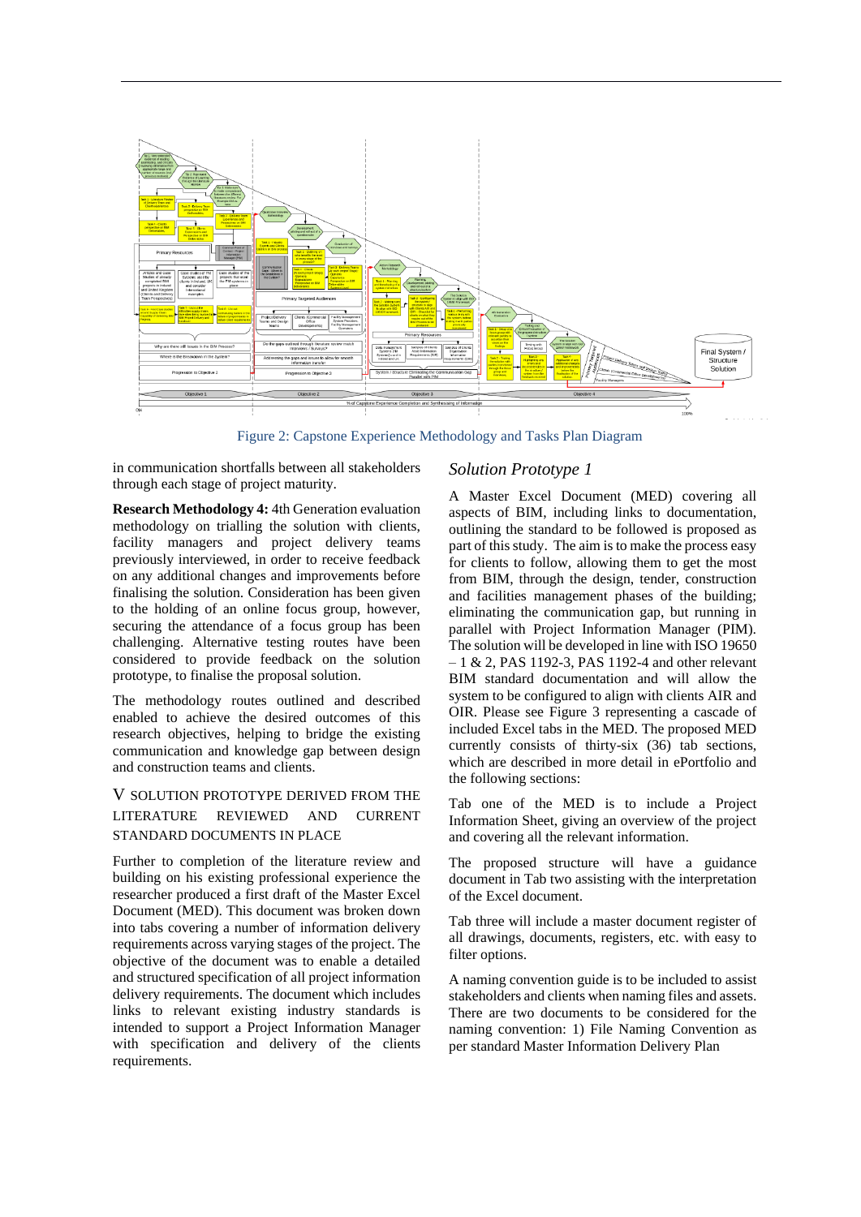Figure 2: Capstone Experience Methodology and Tasks Plan Diagram

in communication shortfalls between all stakeholders through each stage of project maturity.

**Research Methodology 4:** 4th Generation evaluation methodology on trialling the solution with clients, facility managers and project delivery teams previously interviewed, in order to receive feedback on any additional changes and improvements before finalising the solution. Consideration has been given to the holding of an online focus group, however, securing the attendance of a focus group has been challenging. Alternative testing routes have been considered to provide feedback on the solution prototype, to finalise the proposal solution.

The methodology routes outlined and described enabled to achieve the desired outcomes of this research objectives, helping to bridge the existing communication and knowledge gap between design and construction teams and clients.

## V SOLUTION PROTOTYPE DERIVED FROM THE LITERATURE REVIEWED AND CURRENT STANDARD DOCUMENTS IN PLACE

Further to completion of the literature review and building on his existing professional experience the researcher produced a first draft of the Master Excel Document (MED). This document was broken down into tabs covering a number of information delivery requirements across varying stages of the project. The objective of the document was to enable a detailed and structured specification of all project information delivery requirements. The document which includes links to relevant existing industry standards is intended to support a Project Information Manager with specification and delivery of the clients requirements.

### *Solution Prototype 1*

A Master Excel Document (MED) covering all aspects of BIM, including links to documentation, outlining the standard to be followed is proposed as part of this study. The aim is to make the process easy for clients to follow, allowing them to get the most from BIM, through the design, tender, construction and facilities management phases of the building; eliminating the communication gap, but running in parallel with Project Information Manager (PIM). The solution will be developed in line with ISO 19650 – 1 & 2, PAS 1192-3, PAS 1192-4 and other relevant BIM standard documentation and will allow the system to be configured to align with clients AIR and OIR. Please see Figure 3 representing a cascade of included Excel tabs in the MED. The proposed MED currently consists of thirty-six (36) tab sections, which are described in more detail in ePortfolio and the following sections:

Tab one of the MED is to include a Project Information Sheet, giving an overview of the project and covering all the relevant information.

The proposed structure will have a guidance document in Tab two assisting with the interpretation of the Excel document.

Tab three will include a master document register of all drawings, documents, registers, etc. with easy to filter options.

A naming convention guide is to be included to assist stakeholders and clients when naming files and assets. There are two documents to be considered for the naming convention: 1) File Naming Convention as per standard Master Information Delivery Plan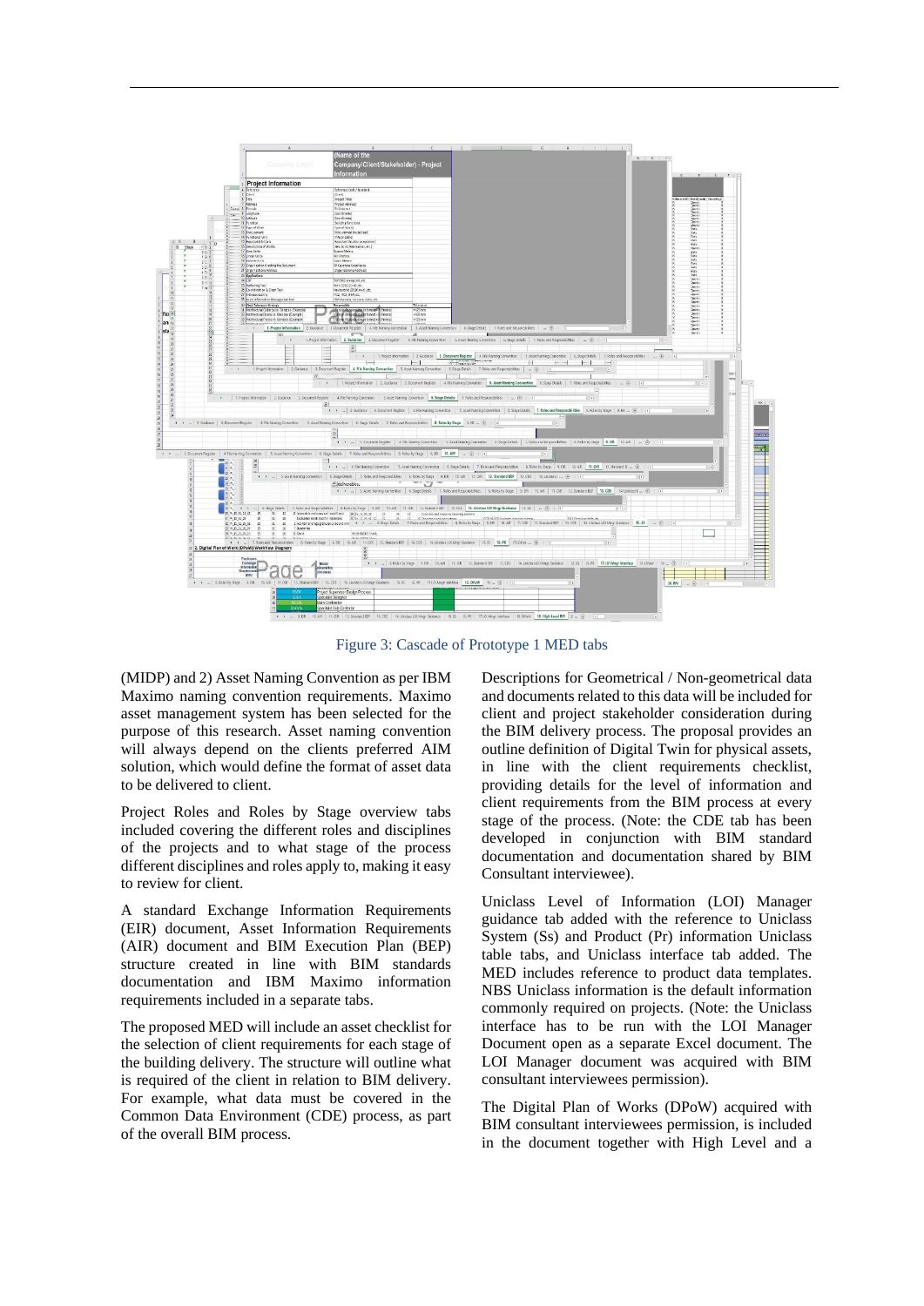Figure 3: Cascade of Prototype 1 MED tabs

(MIDP) and 2) Asset Naming Convention as per IBM Maximo naming convention requirements. Maximo asset management system has been selected for the purpose of this research. Asset naming convention will always depend on the clients preferred AIM solution, which would define the format of asset data to be delivered to client.

Project Roles and Roles by Stage overview tabs included covering the different roles and disciplines of the projects and to what stage of the process different disciplines and roles apply to, making it easy to review for client.

A standard Exchange Information Requirements (EIR) document, Asset Information Requirements (AIR) document and BIM Execution Plan (BEP) structure created in line with BIM standards documentation and IBM Maximo information requirements included in a separate tabs.

The proposed MED will include an asset checklist for the selection of client requirements for each stage of the building delivery. The structure will outline what is required of the client in relation to BIM delivery. For example, what data must be covered in the Common Data Environment (CDE) process, as part of the overall BIM process.

Descriptions for Geometrical / Non-geometrical data and documents related to this data will be included for client and project stakeholder consideration during the BIM delivery process. The proposal provides an outline definition of Digital Twin for physical assets, in line with the client requirements checklist, providing details for the level of information and client requirements from the BIM process at every stage of the process. (Note: the CDE tab has been developed in conjunction with BIM standard documentation and documentation shared by BIM Consultant interviewee).

Uniclass Level of Information (LOI) Manager guidance tab added with the reference to Uniclass System (Ss) and Product (Pr) information Uniclass table tabs, and Uniclass interface tab added. The MED includes reference to product data templates. NBS Uniclass information is the default information commonly required on projects. (Note: the Uniclass interface has to be run with the LOI Manager Document open as a separate Excel document. The LOI Manager document was acquired with BIM consultant interviewees permission).

The Digital Plan of Works (DPoW) acquired with BIM consultant interviewees permission, is included in the document together with High Level and a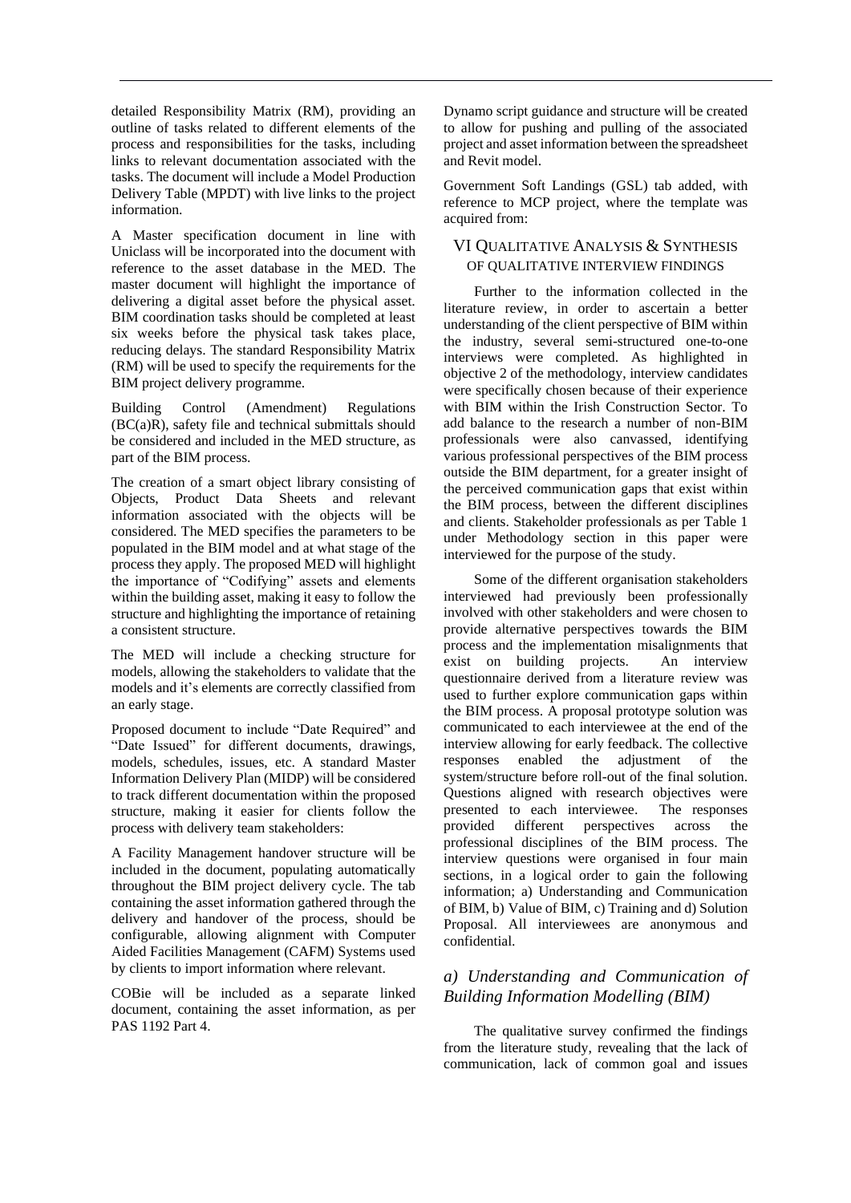detailed Responsibility Matrix (RM), providing an outline of tasks related to different elements of the process and responsibilities for the tasks, including links to relevant documentation associated with the tasks. The document will include a Model Production Delivery Table (MPDT) with live links to the project information.

A Master specification document in line with Uniclass will be incorporated into the document with reference to the asset database in the MED. The master document will highlight the importance of delivering a digital asset before the physical asset. BIM coordination tasks should be completed at least six weeks before the physical task takes place, reducing delays. The standard Responsibility Matrix (RM) will be used to specify the requirements for the BIM project delivery programme.

Building Control (Amendment) Regulations (BC(a)R), safety file and technical submittals should be considered and included in the MED structure, as part of the BIM process.

The creation of a smart object library consisting of Objects, Product Data Sheets and relevant information associated with the objects will be considered. The MED specifies the parameters to be populated in the BIM model and at what stage of the process they apply. The proposed MED will highlight the importance of "Codifying" assets and elements within the building asset, making it easy to follow the structure and highlighting the importance of retaining a consistent structure.

The MED will include a checking structure for models, allowing the stakeholders to validate that the models and it's elements are correctly classified from an early stage.

Proposed document to include "Date Required" and "Date Issued" for different documents, drawings, models, schedules, issues, etc. A standard Master Information Delivery Plan (MIDP) will be considered to track different documentation within the proposed structure, making it easier for clients follow the process with delivery team stakeholders:

A Facility Management handover structure will be included in the document, populating automatically throughout the BIM project delivery cycle. The tab containing the asset information gathered through the delivery and handover of the process, should be configurable, allowing alignment with Computer Aided Facilities Management (CAFM) Systems used by clients to import information where relevant.

COBie will be included as a separate linked document, containing the asset information, as per PAS 1192 Part 4.

Dynamo script guidance and structure will be created to allow for pushing and pulling of the associated project and asset information between the spreadsheet and Revit model.

Government Soft Landings (GSL) tab added, with reference to MCP project, where the template was acquired from:

## VI Qualitative Analysis & Synthesis of Qualitative Interview Findings

Further to the information collected in the literature review, in order to ascertain a better understanding of the client perspective of BIM within the industry, several semi-structured one-to-one interviews were completed. As highlighted in objective 2 of the methodology, interview candidates were specifically chosen because of their experience with BIM within the Irish Construction Sector. To add balance to the research a number of non-BIM professionals were also canvassed, identifying various professional perspectives of the BIM process outside the BIM department, for a greater insight of the perceived communication gaps that exist within the BIM process, between the different disciplines and clients. Stakeholder professionals as per Table 1 under Methodology section in this paper were interviewed for the purpose of the study.

Some of the different organisation stakeholders interviewed had previously been professionally involved with other stakeholders and were chosen to provide alternative perspectives towards the BIM process and the implementation misalignments that exist on building projects. An interview questionnaire derived from a literature review was used to further explore communication gaps within the BIM process. A proposal prototype solution was communicated to each interviewee at the end of the interview allowing for early feedback. The collective responses enabled the adjustment of the system/structure before roll-out of the final solution. Questions aligned with research objectives were presented to each interviewee. The responses provided different perspectives across the professional disciplines of the BIM process. The interview questions were organised in four main sections, in a logical order to gain the following information; a) Understanding and Communication of BIM, b) Value of BIM, c) Training and d) Solution Proposal. All interviewees are anonymous and confidential.

### *a) Understanding and Communication of Building Information Modelling (BIM)*

The qualitative survey confirmed the findings from the literature study, revealing that the lack of communication, lack of common goal and issues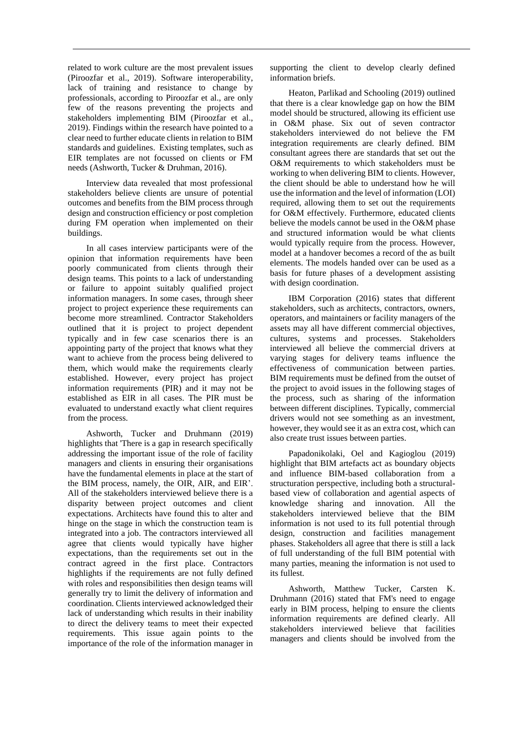related to work culture are the most prevalent issues (Piroozfar et al., 2019). Software interoperability, lack of training and resistance to change by professionals, according to Piroozfar et al., are only few of the reasons preventing the projects and stakeholders implementing BIM (Piroozfar et al., 2019). Findings within the research have pointed to a clear need to further educate clients in relation to BIM standards and guidelines. Existing templates, such as EIR templates are not focussed on clients or FM needs (Ashworth, Tucker & Druhman, 2016).

Interview data revealed that most professional stakeholders believe clients are unsure of potential outcomes and benefits from the BIM process through design and construction efficiency or post completion during FM operation when implemented on their buildings.

In all cases interview participants were of the opinion that information requirements have been poorly communicated from clients through their design teams. This points to a lack of understanding or failure to appoint suitably qualified project information managers. In some cases, through sheer project to project experience these requirements can become more streamlined. Contractor Stakeholders outlined that it is project to project dependent typically and in few case scenarios there is an appointing party of the project that knows what they want to achieve from the process being delivered to them, which would make the requirements clearly established. However, every project has project information requirements (PIR) and it may not be established as EIR in all cases. The PIR must be evaluated to understand exactly what client requires from the process.

Ashworth, Tucker and Druhmann (2019) highlights that 'There is a gap in research specifically addressing the important issue of the role of facility managers and clients in ensuring their organisations have the fundamental elements in place at the start of the BIM process, namely, the OIR, AIR, and EIR'. All of the stakeholders interviewed believe there is a disparity between project outcomes and client expectations. Architects have found this to alter and hinge on the stage in which the construction team is integrated into a job. The contractors interviewed all agree that clients would typically have higher expectations, than the requirements set out in the contract agreed in the first place. Contractors highlights if the requirements are not fully defined with roles and responsibilities then design teams will generally try to limit the delivery of information and coordination. Clients interviewed acknowledged their lack of understanding which results in their inability to direct the delivery teams to meet their expected requirements. This issue again points to the importance of the role of the information manager in supporting the client to develop clearly defined information briefs.

Heaton, Parlikad and Schooling (2019) outlined that there is a clear knowledge gap on how the BIM model should be structured, allowing its efficient use in O&M phase. Six out of seven contractor stakeholders interviewed do not believe the FM integration requirements are clearly defined. BIM consultant agrees there are standards that set out the O&M requirements to which stakeholders must be working to when delivering BIM to clients. However, the client should be able to understand how he will use the information and the level of information (LOI) required, allowing them to set out the requirements for O&M effectively. Furthermore, educated clients believe the models cannot be used in the O&M phase and structured information would be what clients would typically require from the process. However, model at a handover becomes a record of the as built elements. The models handed over can be used as a basis for future phases of a development assisting with design coordination.

IBM Corporation (2016) states that different stakeholders, such as architects, contractors, owners, operators, and maintainers or facility managers of the assets may all have different commercial objectives, cultures, systems and processes. Stakeholders interviewed all believe the commercial drivers at varying stages for delivery teams influence the effectiveness of communication between parties. BIM requirements must be defined from the outset of the project to avoid issues in the following stages of the process, such as sharing of the information between different disciplines. Typically, commercial drivers would not see something as an investment, however, they would see it as an extra cost, which can also create trust issues between parties.

Papadonikolaki, Oel and Kagioglou (2019) highlight that BIM artefacts act as boundary objects and influence BIM-based collaboration from a structuration perspective, including both a structural-based view of collaboration and agential aspects of knowledge sharing and innovation. All the stakeholders interviewed believe that the BIM information is not used to its full potential through design, construction and facilities management phases. Stakeholders all agree that there is still a lack of full understanding of the full BIM potential with many parties, meaning the information is not used to its fullest.

Ashworth, Matthew Tucker, Carsten K. Druhmann (2016) stated that FM's need to engage early in BIM process, helping to ensure the clients information requirements are defined clearly. All stakeholders interviewed believe that facilities managers and clients should be involved from the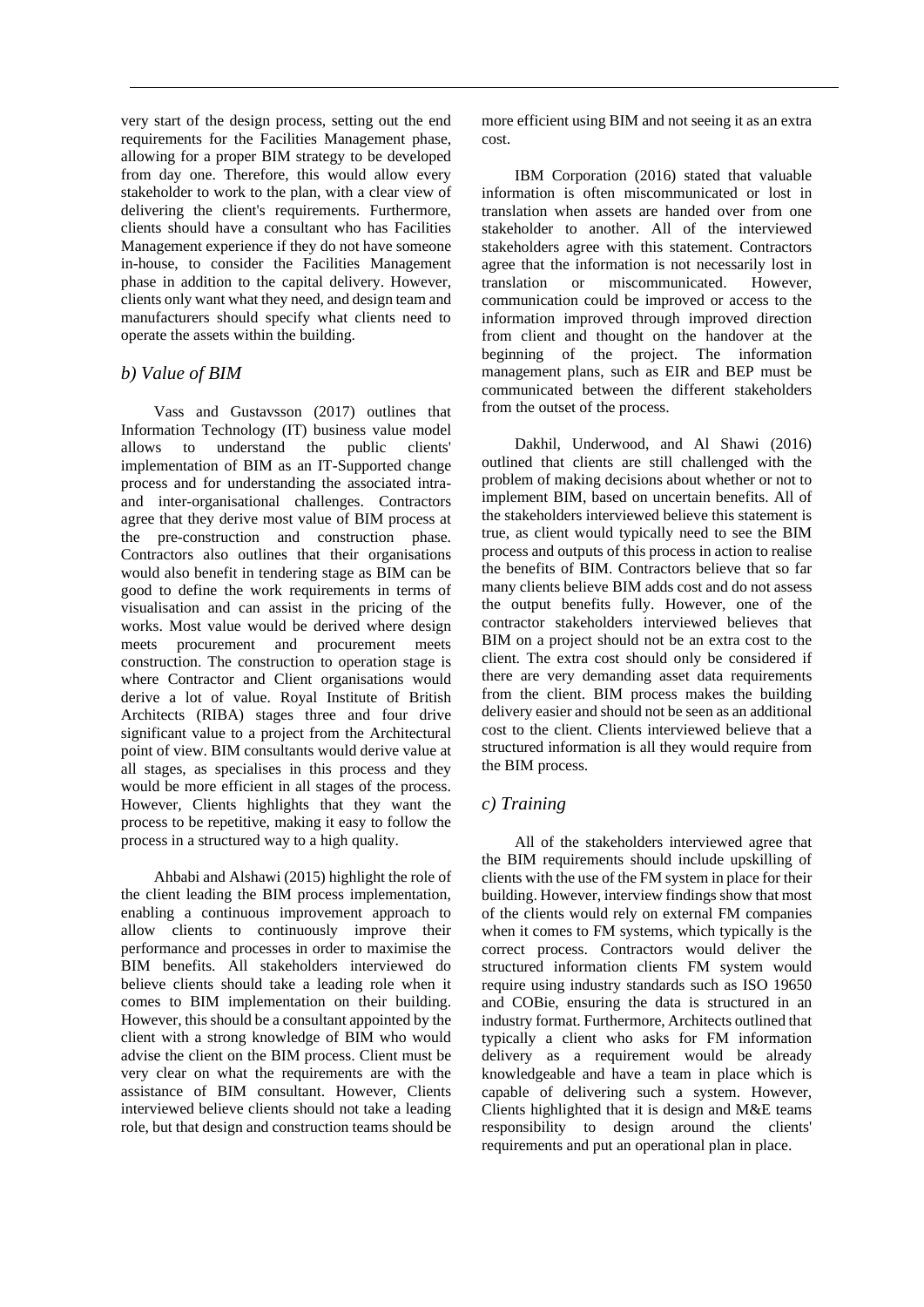very start of the design process, setting out the end requirements for the Facilities Management phase, allowing for a proper BIM strategy to be developed from day one. Therefore, this would allow every stakeholder to work to the plan, with a clear view of delivering the client's requirements. Furthermore, clients should have a consultant who has Facilities Management experience if they do not have someone in-house, to consider the Facilities Management phase in addition to the capital delivery. However, clients only want what they need, and design team and manufacturers should specify what clients need to operate the assets within the building.

### *b) Value of BIM*

Vass and Gustavsson (2017) outlines that Information Technology (IT) business value model allows to understand the public clients' implementation of BIM as an IT-Supported change process and for understanding the associated intra- and inter-organisational challenges. Contractors agree that they derive most value of BIM process at the pre-construction and construction phase. Contractors also outlines that their organisations would also benefit in tendering stage as BIM can be good to define the work requirements in terms of visualisation and can assist in the pricing of the works. Most value would be derived where design meets procurement and procurement meets construction. The construction to operation stage is where Contractor and Client organisations would derive a lot of value. Royal Institute of British Architects (RIBA) stages three and four drive significant value to a project from the Architectural point of view. BIM consultants would derive value at all stages, as specialises in this process and they would be more efficient in all stages of the process. However, Clients highlights that they want the process to be repetitive, making it easy to follow the process in a structured way to a high quality.

Ahbabi and Alshawi (2015) highlight the role of the client leading the BIM process implementation, enabling a continuous improvement approach to allow clients to continuously improve their performance and processes in order to maximise the BIM benefits. All stakeholders interviewed do believe clients should take a leading role when it comes to BIM implementation on their building. However, this should be a consultant appointed by the client with a strong knowledge of BIM who would advise the client on the BIM process. Client must be very clear on what the requirements are with the assistance of BIM consultant. However, Clients interviewed believe clients should not take a leading role, but that design and construction teams should be more efficient using BIM and not seeing it as an extra cost.

IBM Corporation (2016) stated that valuable information is often miscommunicated or lost in translation when assets are handed over from one stakeholder to another. All of the interviewed stakeholders agree with this statement. Contractors agree that the information is not necessarily lost in translation or miscommunicated. However, communication could be improved or access to the information improved through improved direction from client and thought on the handover at the beginning of the project. The information management plans, such as EIR and BEP must be communicated between the different stakeholders from the outset of the process.

Dakhil, Underwood, and Al Shawi (2016) outlined that clients are still challenged with the problem of making decisions about whether or not to implement BIM, based on uncertain benefits. All of the stakeholders interviewed believe this statement is true, as client would typically need to see the BIM process and outputs of this process in action to realise the benefits of BIM. Contractors believe that so far many clients believe BIM adds cost and do not assess the output benefits fully. However, one of the contractor stakeholders interviewed believes that BIM on a project should not be an extra cost to the client. The extra cost should only be considered if there are very demanding asset data requirements from the client. BIM process makes the building delivery easier and should not be seen as an additional cost to the client. Clients interviewed believe that a structured information is all they would require from the BIM process.

### *c) Training*

All of the stakeholders interviewed agree that the BIM requirements should include upskilling of clients with the use of the FM system in place for their building. However, interview findings show that most of the clients would rely on external FM companies when it comes to FM systems, which typically is the correct process. Contractors would deliver the structured information clients FM system would require using industry standards such as ISO 19650 and COBie, ensuring the data is structured in an industry format. Furthermore, Architects outlined that typically a client who asks for FM information delivery as a requirement would be already knowledgeable and have a team in place which is capable of delivering such a system. However, Clients highlighted that it is design and M&E teams responsibility to design around the clients' requirements and put an operational plan in place.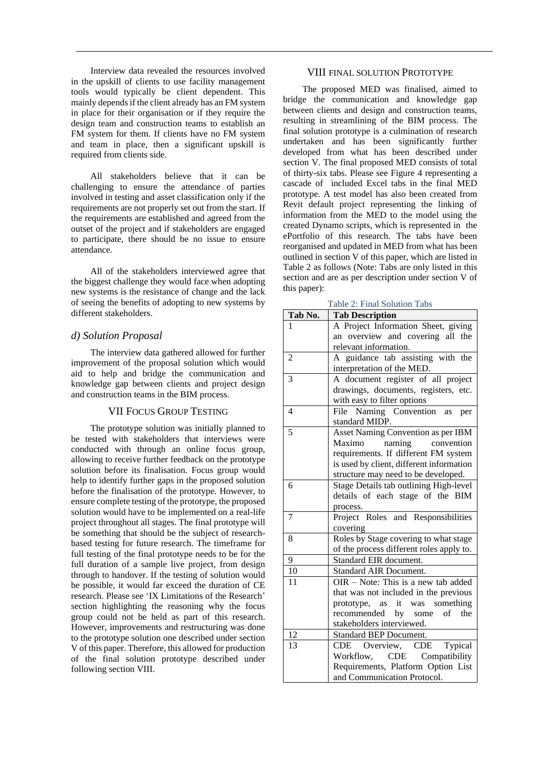Interview data revealed the resources involved in the upskill of clients to use facility management tools would typically be client dependent. This mainly depends if the client already has an FM system in place for their organisation or if they require the design team and construction teams to establish an FM system for them. If clients have no FM system and team in place, then a significant upskill is required from clients side.

All stakeholders believe that it can be challenging to ensure the attendance of parties involved in testing and asset classification only if the requirements are not properly set out from the start. If the requirements are established and agreed from the outset of the project and if stakeholders are engaged to participate, there should be no issue to ensure attendance.

All of the stakeholders interviewed agree that the biggest challenge they would face when adopting new systems is the resistance of change and the lack of seeing the benefits of adopting to new systems by different stakeholders.

### *d) Solution Proposal*

The interview data gathered allowed for further improvement of the proposal solution which would aid to help and bridge the communication and knowledge gap between clients and project design and construction teams in the BIM process.

## VII Focus Group Testing

The prototype solution was initially planned to be tested with stakeholders that interviews were conducted with through an online focus group, allowing to receive further feedback on the prototype solution before its finalisation. Focus group would help to identify further gaps in the proposed solution before the finalisation of the prototype. However, to ensure complete testing of the prototype, the proposed solution would have to be implemented on a real-life project throughout all stages. The final prototype will be something that should be the subject of research-based testing for future research. The timeframe for full testing of the final prototype needs to be for the full duration of a sample live project, from design through to handover. If the testing of solution would be possible, it would far exceed the duration of CE research. Please see 'IX Limitations of the Research' section highlighting the reasoning why the focus group could not be held as part of this research. However, improvements and restructuring was done to the prototype solution one described under section V of this paper. Therefore, this allowed for production of the final solution prototype described under following section VIII.

## VIII Final Solution Prototype

The proposed MED was finalised, aimed to bridge the communication and knowledge gap between clients and design and construction teams, resulting in streamlining of the BIM process. The final solution prototype is a culmination of research undertaken and has been significantly further developed from what has been described under section V. The final proposed MED consists of total of thirty-six tabs. Please see Figure 4 representing a cascade of included Excel tabs in the final MED prototype. A test model has also been created from Revit default project representing the linking of information from the MED to the model using the created Dynamo scripts, which is represented in the ePortfolio of this research. The tabs have been reorganised and updated in MED from what has been outlined in section V of this paper, which are listed in Table 2 as follows (Note: Tabs are only listed in this section and are as per description under section V of this paper):

Table 2: Final Solution Tabs

| Tab No. | Tab Description |
|---|---|
| 1 | A Project Information Sheet, giving an overview and covering all the relevant information. |
| 2 | A guidance tab assisting with the interpretation of the MED. |
| 3 | A document register of all project drawings, documents, registers, etc. with easy to filter options |
| 4 | File Naming Convention as per standard MIDP. |
| 5 | Asset Naming Convention as per IBM Maximo naming convention requirements. If different FM system is used by client, different information structure may need to be developed. |
| 6 | Stage Details tab outlining High-level details of each stage of the BIM process. |
| 7 | Project Roles and Responsibilities covering |
| 8 | Roles by Stage covering to what stage of the process different roles apply to. |
| 9 | Standard EIR document. |
| 10 | Standard AIR Document. |
| 11 | OIR – Note: This is a new tab added that was not included in the previous prototype, as it was something recommended by some of the stakeholders interviewed. |
| 12 | Standard BEP Document. |
| 13 | CDE Overview, CDE Typical Workflow, CDE Compatibility Requirements, Platform Option List and Communication Protocol. |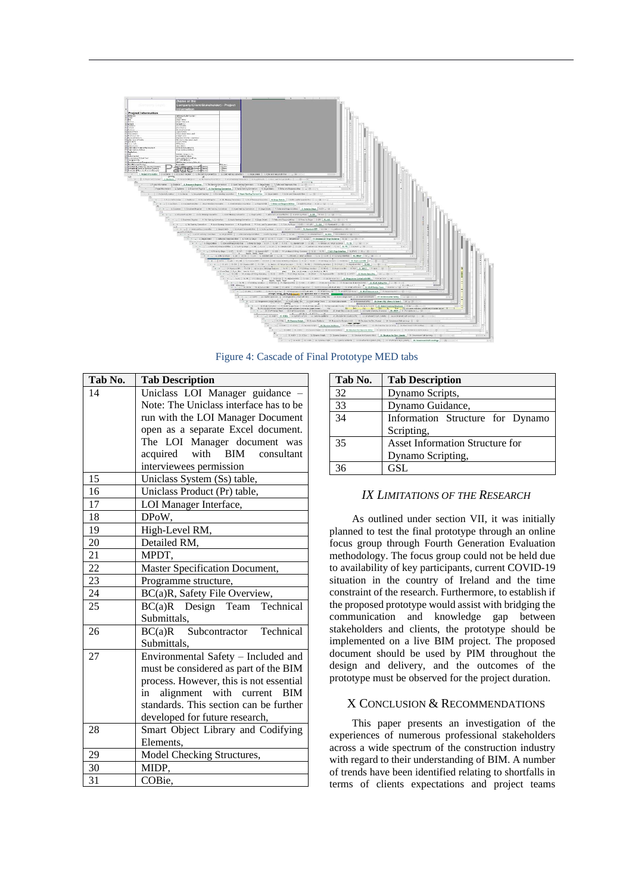Figure 4: Cascade of Final Prototype MED tabs

| Tab No. | Tab Description |
|---|---|
| 14 | Uniclass LOI Manager guidance – Note: The Uniclass interface has to be run with the LOI Manager Document open as a separate Excel document. The LOI Manager document was acquired with BIM consultant interviewees permission |
| 15 | Uniclass System (Ss) table, |
| 16 | Uniclass Product (Pr) table, |
| 17 | LOI Manager Interface, |
| 18 | DPoW, |
| 19 | High-Level RM, |
| 20 | Detailed RM, |
| 21 | MPDT, |
| 22 | Master Specification Document, |
| 23 | Programme structure, |
| 24 | BC(a)R, Safety File Overview, |
| 25 | BC(a)R Design Team Technical Submittals, |
| 26 | BC(a)R Subcontractor Technical Submittals, |
| 27 | Environmental Safety – Included and must be considered as part of the BIM process. However, this is not essential in alignment with current BIM standards. This section can be further developed for future research, |
| 28 | Smart Object Library and Codifying Elements, |
| 29 | Model Checking Structures, |
| 30 | MIDP, |
| 31 | COBie, |
| 32 | Dynamo Scripts, |
| 33 | Dynamo Guidance, |
| 34 | Information Structure for Dynamo Scripting, |
| 35 | Asset Information Structure for Dynamo Scripting, |
| 36 | GSL |

## *IX LIMITATIONS OF THE RESEARCH*

As outlined under section VII, it was initially planned to test the final prototype through an online focus group through Fourth Generation Evaluation methodology. The focus group could not be held due to availability of key participants, current COVID-19 situation in the country of Ireland and the time constraint of the research. Furthermore, to establish if the proposed prototype would assist with bridging the communication and knowledge gap between stakeholders and clients, the prototype should be implemented on a live BIM project. The proposed document should be used by PIM throughout the design and delivery, and the outcomes of the prototype must be observed for the project duration.

## X CONCLUSION & RECOMMENDATIONS

This paper presents an investigation of the experiences of numerous professional stakeholders across a wide spectrum of the construction industry with regard to their understanding of BIM. A number of trends have been identified relating to shortfalls in terms of clients expectations and project teams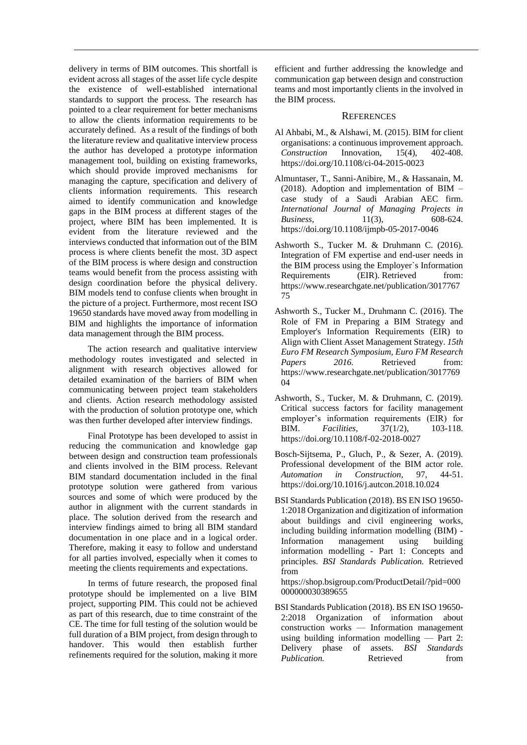delivery in terms of BIM outcomes. This shortfall is evident across all stages of the asset life cycle despite the existence of well-established international standards to support the process. The research has pointed to a clear requirement for better mechanisms to allow the clients information requirements to be accurately defined. As a result of the findings of both the literature review and qualitative interview process the author has developed a prototype information management tool, building on existing frameworks, which should provide improved mechanisms for managing the capture, specification and delivery of clients information requirements. This research aimed to identify communication and knowledge gaps in the BIM process at different stages of the project, where BIM has been implemented. It is evident from the literature reviewed and the interviews conducted that information out of the BIM process is where clients benefit the most. 3D aspect of the BIM process is where design and construction teams would benefit from the process assisting with design coordination before the physical delivery. BIM models tend to confuse clients when brought in the picture of a project. Furthermore, most recent ISO 19650 standards have moved away from modelling in BIM and highlights the importance of information data management through the BIM process.

The action research and qualitative interview methodology routes investigated and selected in alignment with research objectives allowed for detailed examination of the barriers of BIM when communicating between project team stakeholders and clients. Action research methodology assisted with the production of solution prototype one, which was then further developed after interview findings.

Final Prototype has been developed to assist in reducing the communication and knowledge gap between design and construction team professionals and clients involved in the BIM process. Relevant BIM standard documentation included in the final prototype solution were gathered from various sources and some of which were produced by the author in alignment with the current standards in place. The solution derived from the research and interview findings aimed to bring all BIM standard documentation in one place and in a logical order. Therefore, making it easy to follow and understand for all parties involved, especially when it comes to meeting the clients requirements and expectations.

In terms of future research, the proposed final prototype should be implemented on a live BIM project, supporting PIM. This could not be achieved as part of this research, due to time constraint of the CE. The time for full testing of the solution would be full duration of a BIM project, from design through to handover. This would then establish further refinements required for the solution, making it more efficient and further addressing the knowledge and communication gap between design and construction teams and most importantly clients in the involved in the BIM process.

## References

Al Ahbabi, M., & Alshawi, M. (2015). BIM for client organisations: a continuous improvement approach. *Construction* Innovation, 15(4), 402-408. https://doi.org/10.1108/ci-04-2015-0023

Almuntaser, T., Sanni-Anibire, M., & Hassanain, M. (2018). Adoption and implementation of BIM – case study of a Saudi Arabian AEC firm. *International Journal of Managing Projects in Business*, 11(3), 608-624. https://doi.org/10.1108/ijmpb-05-2017-0046

Ashworth S., Tucker M. & Druhmann C. (2016). Integration of FM expertise and end-user needs in the BIM process using the Employer`s Information Requirements (EIR). Retrieved from: https://www.researchgate.net/publication/301776775

Ashworth S., Tucker M., Druhmann C. (2016). The Role of FM in Preparing a BIM Strategy and Employer's Information Requirements (EIR) to Align with Client Asset Management Strategy. *15th Euro FM Research Symposium, Euro FM Research Papers 2016*. Retrieved from: https://www.researchgate.net/publication/301776904

Ashworth, S., Tucker, M. & Druhmann, C. (2019). Critical success factors for facility management employer's information requirements (EIR) for BIM. *Facilities*, 37(1/2), 103-118. https://doi.org/10.1108/f-02-2018-0027

Bosch-Sijtsema, P., Gluch, P., & Sezer, A. (2019). Professional development of the BIM actor role. *Automation in Construction*, 97, 44-51. https://doi.org/10.1016/j.autcon.2018.10.024

BSI Standards Publication (2018). BS EN ISO 19650-1:2018 Organization and digitization of information about buildings and civil engineering works, including building information modelling (BIM) - Information management using building information modelling - Part 1: Concepts and principles. *BSI Standards Publication.* Retrieved from https://shop.bsigroup.com/ProductDetail/?pid=000000000030389655

BSI Standards Publication (2018). BS EN ISO 19650-2:2018 Organization of information about construction works — Information management using building information modelling — Part 2: Delivery phase of assets. *BSI Standards Publication.* Retrieved from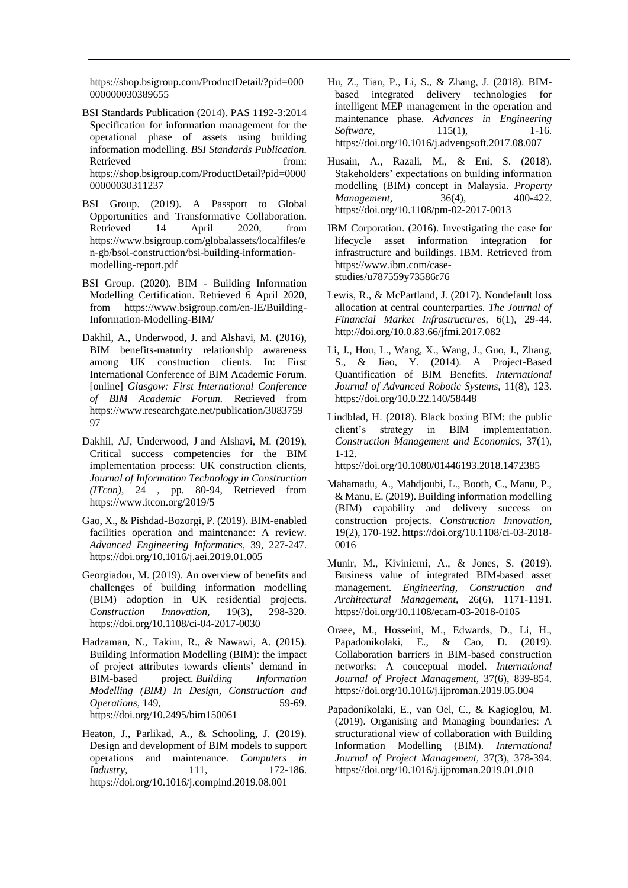https://shop.bsigroup.com/ProductDetail/?pid=000000000030389655

BSI Standards Publication (2014). PAS 1192-3:2014 Specification for information management for the operational phase of assets using building information modelling. *BSI Standards Publication.* Retrieved from: https://shop.bsigroup.com/ProductDetail?pid=000000000030311237

BSI Group. (2019). A Passport to Global Opportunities and Transformative Collaboration. Retrieved 14 April 2020, from https://www.bsigroup.com/globalassets/localfiles/en-gb/bsol-construction/bsi-building-information-modelling-report.pdf

BSI Group. (2020). BIM - Building Information Modelling Certification. Retrieved 6 April 2020, from https://www.bsigroup.com/en-IE/Building-Information-Modelling-BIM/

Dakhil, A., Underwood, J. and Alshavi, M. (2016), BIM benefits-maturity relationship awareness among UK construction clients. In: First International Conference of BIM Academic Forum. [online] *Glasgow: First International Conference of BIM Academic Forum.* Retrieved from https://www.researchgate.net/publication/308375997

Dakhil, AJ, Underwood, J and Alshavi, M. (2019), Critical success competencies for the BIM implementation process: UK construction clients, *Journal of Information Technology in Construction (ITcon)*, 24 , pp. 80-94, Retrieved from https://www.itcon.org/2019/5

Gao, X., & Pishdad-Bozorgi, P. (2019). BIM-enabled facilities operation and maintenance: A review. *Advanced Engineering Informatics*, 39, 227-247. https://doi.org/10.1016/j.aei.2019.01.005

Georgiadou, M. (2019). An overview of benefits and challenges of building information modelling (BIM) adoption in UK residential projects. *Construction Innovation,* 19(3), 298-320. https://doi.org/10.1108/ci-04-2017-0030

Hadzaman, N., Takim, R., & Nawawi, A. (2015). Building Information Modelling (BIM): the impact of project attributes towards clients' demand in BIM-based project. *Building Information Modelling (BIM) In Design, Construction and Operations,* 149, 59-69. https://doi.org/10.2495/bim150061

Heaton, J., Parlikad, A., & Schooling, J. (2019). Design and development of BIM models to support operations and maintenance. *Computers in Industry,* 111, 172-186. https://doi.org/10.1016/j.compind.2019.08.001

Hu, Z., Tian, P., Li, S., & Zhang, J. (2018). BIM-based integrated delivery technologies for intelligent MEP management in the operation and maintenance phase. *Advances in Engineering Software,* 115(1), 1-16. https://doi.org/10.1016/j.advengsoft.2017.08.007

Husain, A., Razali, M., & Eni, S. (2018). Stakeholders' expectations on building information modelling (BIM) concept in Malaysia. *Property Management,* 36(4), 400-422. https://doi.org/10.1108/pm-02-2017-0013

IBM Corporation. (2016). Investigating the case for lifecycle asset information integration for infrastructure and buildings. IBM. Retrieved from https://www.ibm.com/case-studies/u787559y73586r76

Lewis, R., & McPartland, J. (2017). Nondefault loss allocation at central counterparties. *The Journal of Financial Market Infrastructures,* 6(1), 29-44. http://doi.org/10.0.83.66/jfmi.2017.082

Li, J., Hou, L., Wang, X., Wang, J., Guo, J., Zhang, S., & Jiao, Y. (2014). A Project-Based Quantification of BIM Benefits. *International Journal of Advanced Robotic Systems*, 11(8), 123. https://doi.org/10.0.22.140/58448

Lindblad, H. (2018). Black boxing BIM: the public client's strategy in BIM implementation. *Construction Management and Economics,* 37(1), 1-12. https://doi.org/10.1080/01446193.2018.1472385

Mahamadu, A., Mahdjoubi, L., Booth, C., Manu, P., & Manu, E. (2019). Building information modelling (BIM) capability and delivery success on construction projects. *Construction Innovation,* 19(2), 170-192. https://doi.org/10.1108/ci-03-2018-0016

Munir, M., Kiviniemi, A., & Jones, S. (2019). Business value of integrated BIM-based asset management. *Engineering, Construction and Architectural Management*, 26(6), 1171-1191. https://doi.org/10.1108/ecam-03-2018-0105

Oraee, M., Hosseini, M., Edwards, D., Li, H., Papadonikolaki, E., & Cao, D. (2019). Collaboration barriers in BIM-based construction networks: A conceptual model. *International Journal of Project Management,* 37(6), 839-854. https://doi.org/10.1016/j.ijproman.2019.05.004

Papadonikolaki, E., van Oel, C., & Kagioglou, M. (2019). Organising and Managing boundaries: A structurational view of collaboration with Building Information Modelling (BIM). *International Journal of Project Management,* 37(3), 378-394. https://doi.org/10.1016/j.ijproman.2019.01.010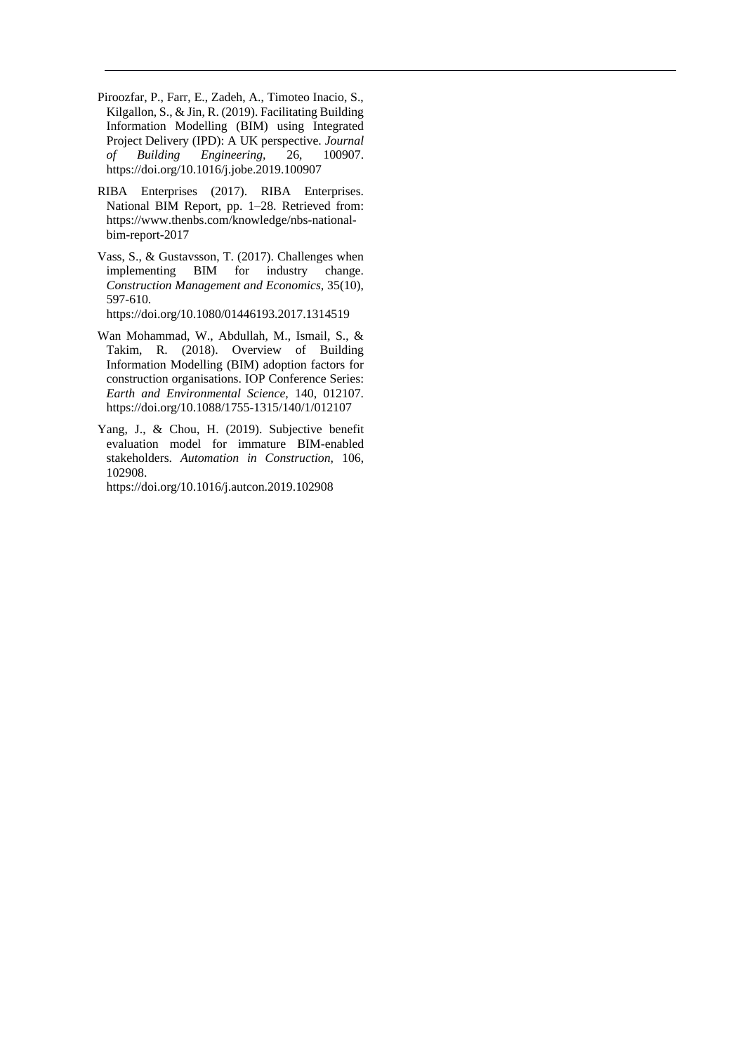Piroozfar, P., Farr, E., Zadeh, A., Timoteo Inacio, S., Kilgallon, S., & Jin, R. (2019). Facilitating Building Information Modelling (BIM) using Integrated Project Delivery (IPD): A UK perspective. *Journal of Building Engineering*, 26, 100907. https://doi.org/10.1016/j.jobe.2019.100907

RIBA Enterprises (2017). RIBA Enterprises. National BIM Report, pp. 1–28. Retrieved from: https://www.thenbs.com/knowledge/nbs-national-bim-report-2017

Vass, S., & Gustavsson, T. (2017). Challenges when implementing BIM for industry change. *Construction Management and Economics*, 35(10), 597-610. https://doi.org/10.1080/01446193.2017.1314519

Wan Mohammad, W., Abdullah, M., Ismail, S., & Takim, R. (2018). Overview of Building Information Modelling (BIM) adoption factors for construction organisations. IOP Conference Series: *Earth and Environmental Science*, 140, 012107. https://doi.org/10.1088/1755-1315/140/1/012107

Yang, J., & Chou, H. (2019). Subjective benefit evaluation model for immature BIM-enabled stakeholders. *Automation in Construction*, 106, 102908. https://doi.org/10.1016/j.autcon.2019.102908